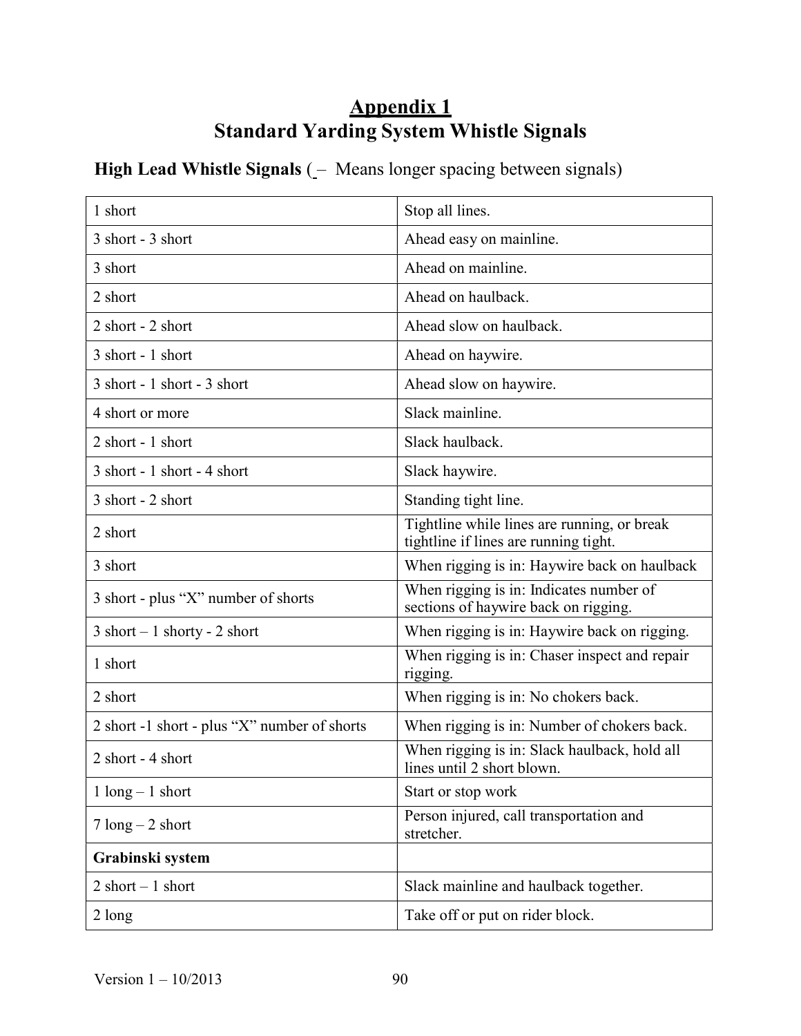# Appendix 1
# Standard Yarding System Whistle Signals

**High Lead Whistle Signals** ( –  Means longer spacing between signals)

| | |
|---|---|
| 1 short | Stop all lines. |
| 3 short - 3 short | Ahead easy on mainline. |
| 3 short | Ahead on mainline. |
| 2 short | Ahead on haulback. |
| 2 short - 2 short | Ahead slow on haulback. |
| 3 short - 1 short | Ahead on haywire. |
| 3 short - 1 short - 3 short | Ahead slow on haywire. |
| 4 short or more | Slack mainline. |
| 2 short - 1 short | Slack haulback. |
| 3 short - 1 short - 4 short | Slack haywire. |
| 3 short - 2 short | Standing tight line. |
| 2 short | Tightline while lines are running, or break tightline if lines are running tight. |
| 3 short | When rigging is in: Haywire back on haulback |
| 3 short - plus "X" number of shorts | When rigging is in: Indicates number of sections of haywire back on rigging. |
| 3 short – 1 shorty - 2 short | When rigging is in: Haywire back on rigging. |
| 1 short | When rigging is in: Chaser inspect and repair rigging. |
| 2 short | When rigging is in: No chokers back. |
| 2 short -1 short - plus "X" number of shorts | When rigging is in: Number of chokers back. |
| 2 short - 4 short | When rigging is in: Slack haulback, hold all lines until 2 short blown. |
| 1 long – 1 short | Start or stop work |
| 7 long – 2 short | Person injured, call transportation and stretcher. |
| **Grabinski system** | |
| 2 short – 1 short | Slack mainline and haulback together. |
| 2 long | Take off or put on rider block. |

Version 1 – 10/2013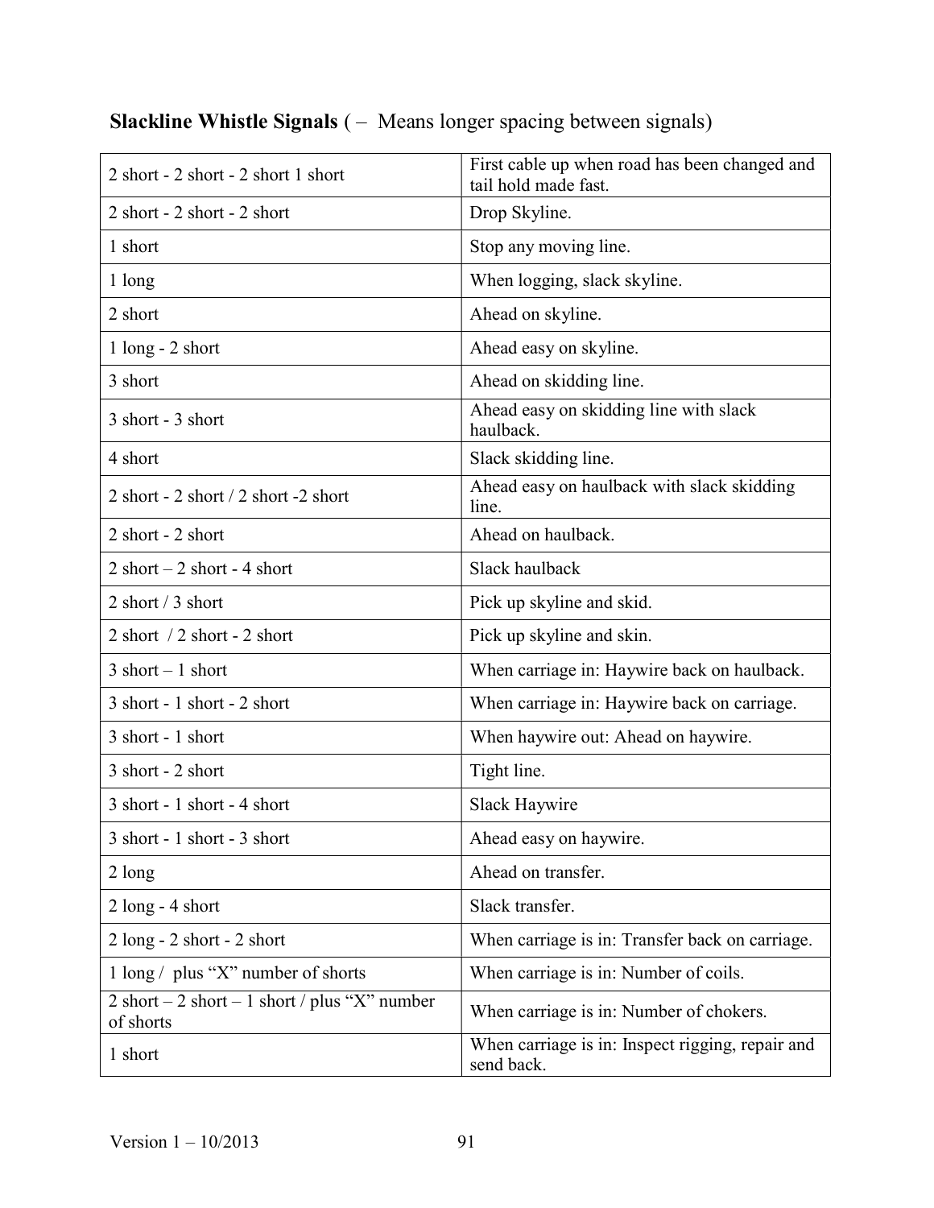**Slackline Whistle Signals** ( – Means longer spacing between signals)

| | |
|---|---|
| 2 short - 2 short - 2 short 1 short | First cable up when road has been changed and tail hold made fast. |
| 2 short - 2 short - 2 short | Drop Skyline. |
| 1 short | Stop any moving line. |
| 1 long | When logging, slack skyline. |
| 2 short | Ahead on skyline. |
| 1 long - 2 short | Ahead easy on skyline. |
| 3 short | Ahead on skidding line. |
| 3 short - 3 short | Ahead easy on skidding line with slack haulback. |
| 4 short | Slack skidding line. |
| 2 short - 2 short / 2 short -2 short | Ahead easy on haulback with slack skidding line. |
| 2 short - 2 short | Ahead on haulback. |
| 2 short – 2 short - 4 short | Slack haulback |
| 2 short / 3 short | Pick up skyline and skid. |
| 2 short / 2 short - 2 short | Pick up skyline and skin. |
| 3 short – 1 short | When carriage in: Haywire back on haulback. |
| 3 short - 1 short - 2 short | When carriage in: Haywire back on carriage. |
| 3 short - 1 short | When haywire out: Ahead on haywire. |
| 3 short - 2 short | Tight line. |
| 3 short - 1 short - 4 short | Slack Haywire |
| 3 short - 1 short - 3 short | Ahead easy on haywire. |
| 2 long | Ahead on transfer. |
| 2 long - 4 short | Slack transfer. |
| 2 long - 2 short - 2 short | When carriage is in: Transfer back on carriage. |
| 1 long / plus "X" number of shorts | When carriage is in: Number of coils. |
| 2 short – 2 short – 1 short / plus "X" number of shorts | When carriage is in: Number of chokers. |
| 1 short | When carriage is in: Inspect rigging, repair and send back. |

Version 1 – 10/2013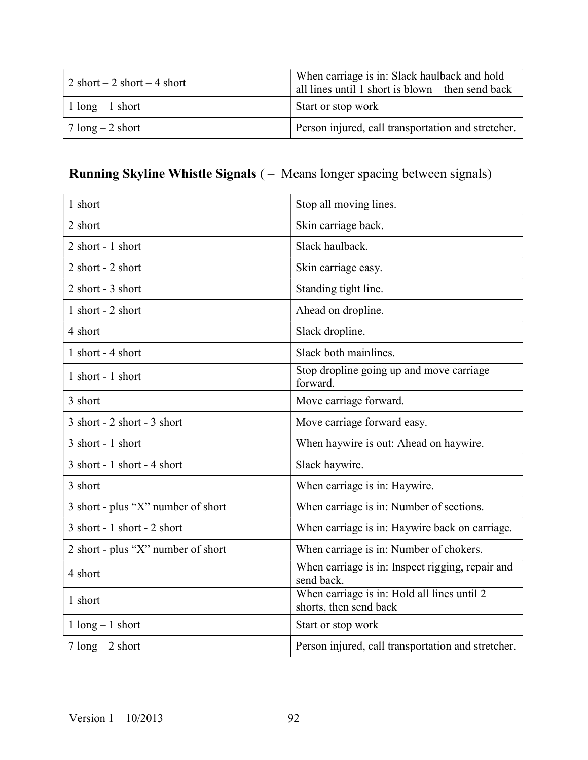| | |
|---|---|
| 2 short – 2 short – 4 short | When carriage is in: Slack haulback and hold all lines until 1 short is blown – then send back |
| 1 long – 1 short | Start or stop work |
| 7 long – 2 short | Person injured, call transportation and stretcher. |

## **Running Skyline Whistle Signals** ( – Means longer spacing between signals)

| | |
|---|---|
| 1 short | Stop all moving lines. |
| 2 short | Skin carriage back. |
| 2 short - 1 short | Slack haulback. |
| 2 short - 2 short | Skin carriage easy. |
| 2 short - 3 short | Standing tight line. |
| 1 short - 2 short | Ahead on dropline. |
| 4 short | Slack dropline. |
| 1 short - 4 short | Slack both mainlines. |
| 1 short - 1 short | Stop dropline going up and move carriage forward. |
| 3 short | Move carriage forward. |
| 3 short - 2 short - 3 short | Move carriage forward easy. |
| 3 short - 1 short | When haywire is out: Ahead on haywire. |
| 3 short - 1 short - 4 short | Slack haywire. |
| 3 short | When carriage is in: Haywire. |
| 3 short - plus "X" number of short | When carriage is in: Number of sections. |
| 3 short - 1 short - 2 short | When carriage is in: Haywire back on carriage. |
| 2 short - plus "X" number of short | When carriage is in: Number of chokers. |
| 4 short | When carriage is in: Inspect rigging, repair and send back. |
| 1 short | When carriage is in: Hold all lines until 2 shorts, then send back |
| 1 long – 1 short | Start or stop work |
| 7 long – 2 short | Person injured, call transportation and stretcher. |

Version 1 – 10/2013